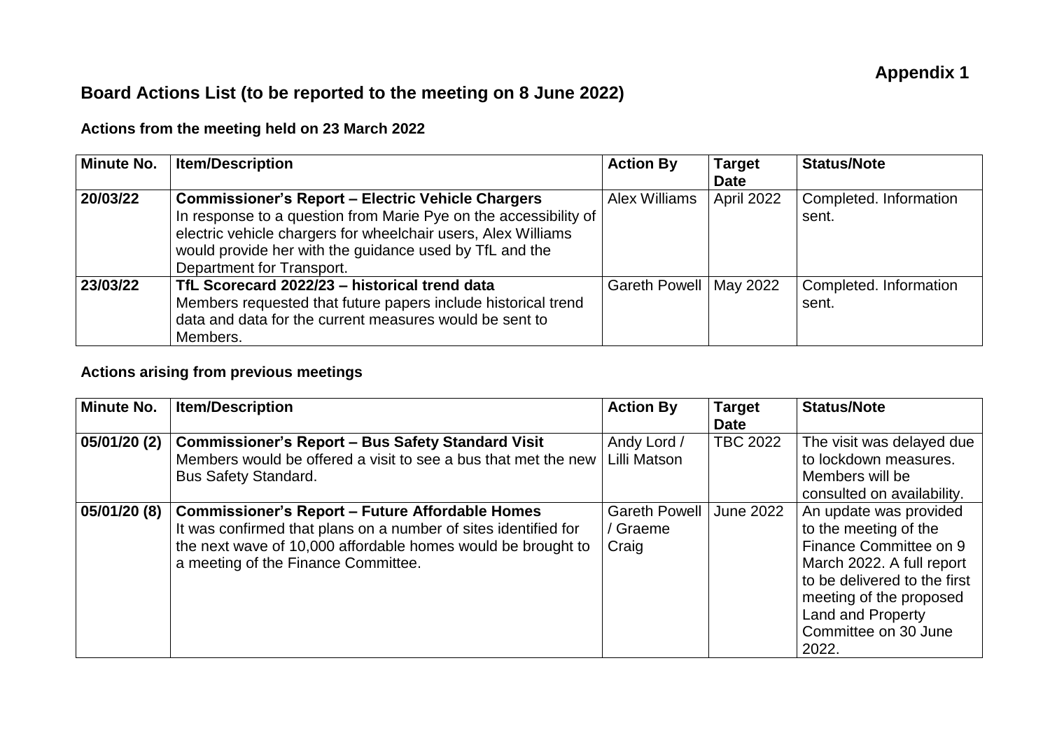**Appendix 1**

## Board Actions List (to be reported to the meeting on 8 June 2022)

### Actions from the meeting held on 23 March 2022

| Minute No. | Item/Description | Action By | Target Date | Status/Note |
|---|---|---|---|---|
| 20/03/22 | **Commissioner's Report – Electric Vehicle Chargers** In response to a question from Marie Pye on the accessibility of electric vehicle chargers for wheelchair users, Alex Williams would provide her with the guidance used by TfL and the Department for Transport. | Alex Williams | April 2022 | Completed. Information sent. |
| 23/03/22 | **TfL Scorecard 2022/23 – historical trend data** Members requested that future papers include historical trend data and data for the current measures would be sent to Members. | Gareth Powell | May 2022 | Completed. Information sent. |

### Actions arising from previous meetings

| Minute No. | Item/Description | Action By | Target Date | Status/Note |
|---|---|---|---|---|
| 05/01/20 (2) | **Commissioner's Report – Bus Safety Standard Visit** Members would be offered a visit to see a bus that met the new Bus Safety Standard. | Andy Lord / Lilli Matson | TBC 2022 | The visit was delayed due to lockdown measures. Members will be consulted on availability. |
| 05/01/20 (8) | **Commissioner's Report – Future Affordable Homes** It was confirmed that plans on a number of sites identified for the next wave of 10,000 affordable homes would be brought to a meeting of the Finance Committee. | Gareth Powell / Graeme Craig | June 2022 | An update was provided to the meeting of the Finance Committee on 9 March 2022. A full report to be delivered to the first meeting of the proposed Land and Property Committee on 30 June 2022. |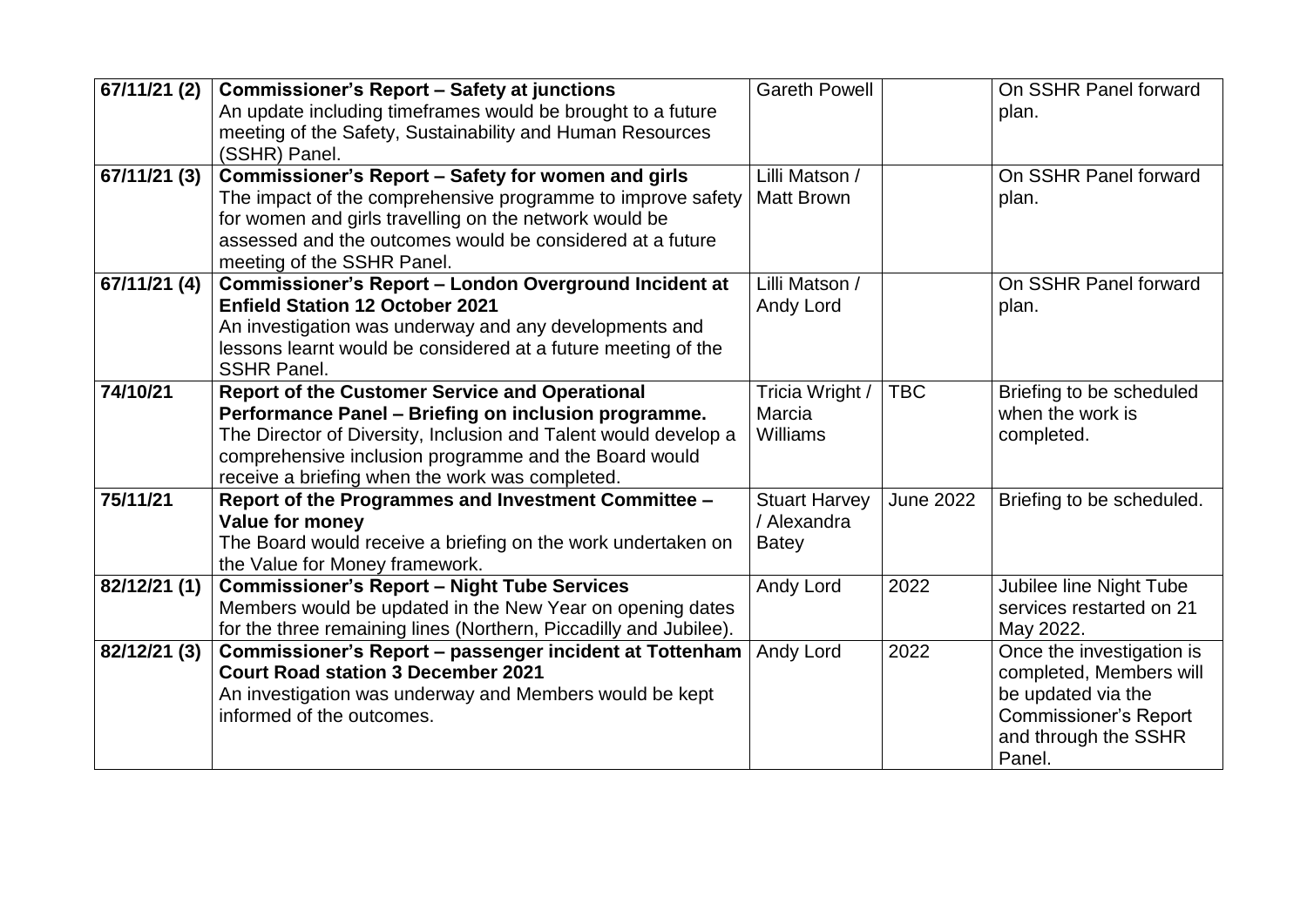| | | | | |
|---|---|---|---|---|
| 67/11/21 (2) | **Commissioner's Report – Safety at junctions**<br>An update including timeframes would be brought to a future meeting of the Safety, Sustainability and Human Resources (SSHR) Panel. | Gareth Powell | | On SSHR Panel forward plan. |
| 67/11/21 (3) | **Commissioner's Report – Safety for women and girls**<br>The impact of the comprehensive programme to improve safety for women and girls travelling on the network would be assessed and the outcomes would be considered at a future meeting of the SSHR Panel. | Lilli Matson / Matt Brown | | On SSHR Panel forward plan. |
| 67/11/21 (4) | **Commissioner's Report – London Overground Incident at Enfield Station 12 October 2021**<br>An investigation was underway and any developments and lessons learnt would be considered at a future meeting of the SSHR Panel. | Lilli Matson / Andy Lord | | On SSHR Panel forward plan. |
| 74/10/21 | **Report of the Customer Service and Operational Performance Panel – Briefing on inclusion programme.**<br>The Director of Diversity, Inclusion and Talent would develop a comprehensive inclusion programme and the Board would receive a briefing when the work was completed. | Tricia Wright / Marcia Williams | TBC | Briefing to be scheduled when the work is completed. |
| 75/11/21 | **Report of the Programmes and Investment Committee – Value for money**<br>The Board would receive a briefing on the work undertaken on the Value for Money framework. | Stuart Harvey / Alexandra Batey | June 2022 | Briefing to be scheduled. |
| 82/12/21 (1) | **Commissioner's Report – Night Tube Services**<br>Members would be updated in the New Year on opening dates for the three remaining lines (Northern, Piccadilly and Jubilee). | Andy Lord | 2022 | Jubilee line Night Tube services restarted on 21 May 2022. |
| 82/12/21 (3) | **Commissioner's Report – passenger incident at Tottenham Court Road station 3 December 2021**<br>An investigation was underway and Members would be kept informed of the outcomes. | Andy Lord | 2022 | Once the investigation is completed, Members will be updated via the Commissioner's Report and through the SSHR Panel. |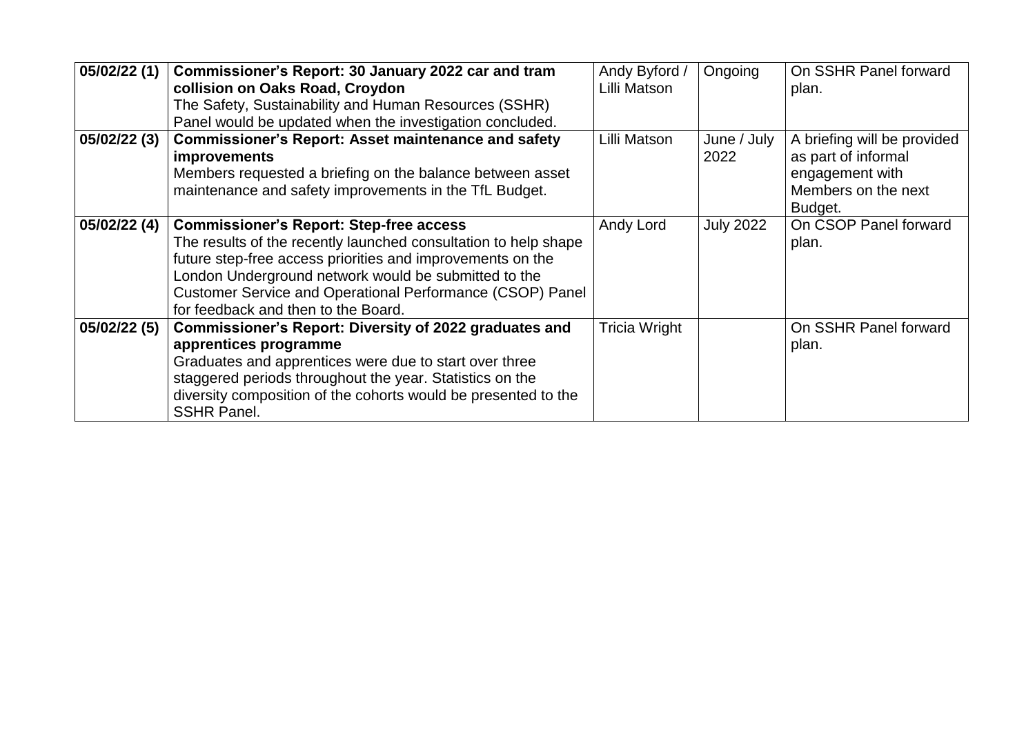| | | | | |
|---|---|---|---|---|
| **05/02/22 (1)** | **Commissioner's Report: 30 January 2022 car and tram collision on Oaks Road, Croydon**<br>The Safety, Sustainability and Human Resources (SSHR) Panel would be updated when the investigation concluded. | Andy Byford / Lilli Matson | Ongoing | On SSHR Panel forward plan. |
| **05/02/22 (3)** | **Commissioner's Report: Asset maintenance and safety improvements**<br>Members requested a briefing on the balance between asset maintenance and safety improvements in the TfL Budget. | Lilli Matson | June / July 2022 | A briefing will be provided as part of informal engagement with Members on the next Budget. |
| **05/02/22 (4)** | **Commissioner's Report: Step-free access**<br>The results of the recently launched consultation to help shape future step-free access priorities and improvements on the London Underground network would be submitted to the Customer Service and Operational Performance (CSOP) Panel for feedback and then to the Board. | Andy Lord | July 2022 | On CSOP Panel forward plan. |
| **05/02/22 (5)** | **Commissioner's Report: Diversity of 2022 graduates and apprentices programme**<br>Graduates and apprentices were due to start over three staggered periods throughout the year. Statistics on the diversity composition of the cohorts would be presented to the SSHR Panel. | Tricia Wright | | On SSHR Panel forward plan. |